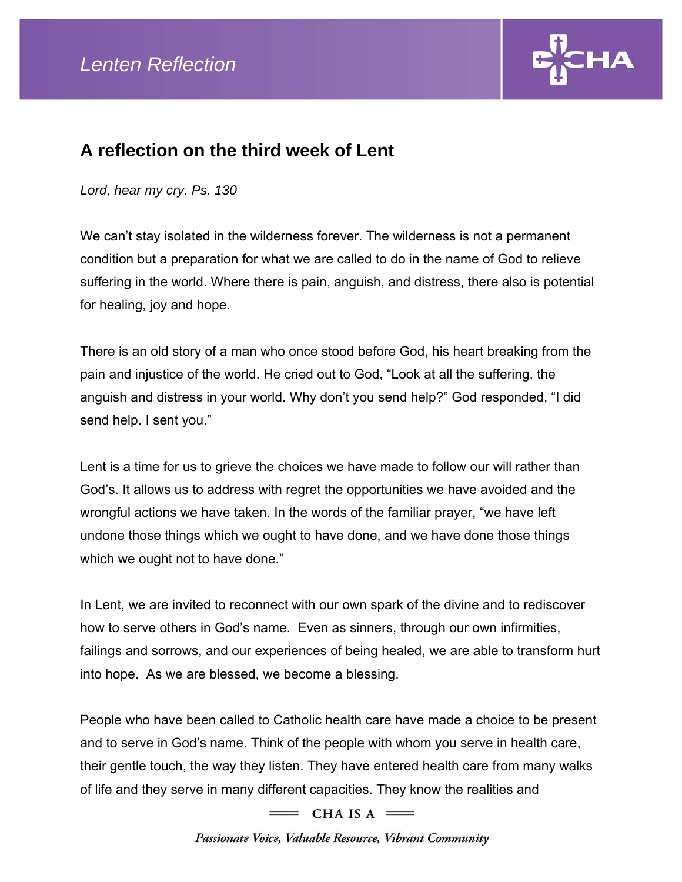# A reflection on the third week of Lent

*Lord, hear my cry. Ps. 130*

We can't stay isolated in the wilderness forever. The wilderness is not a permanent condition but a preparation for what we are called to do in the name of God to relieve suffering in the world. Where there is pain, anguish, and distress, there also is potential for healing, joy and hope.

There is an old story of a man who once stood before God, his heart breaking from the pain and injustice of the world. He cried out to God, "Look at all the suffering, the anguish and distress in your world. Why don't you send help?" God responded, "I did send help. I sent you."

Lent is a time for us to grieve the choices we have made to follow our will rather than God's. It allows us to address with regret the opportunities we have avoided and the wrongful actions we have taken. In the words of the familiar prayer, "we have left undone those things which we ought to have done, and we have done those things which we ought not to have done."

In Lent, we are invited to reconnect with our own spark of the divine and to rediscover how to serve others in God's name. Even as sinners, through our own infirmities, failings and sorrows, and our experiences of being healed, we are able to transform hurt into hope. As we are blessed, we become a blessing.

People who have been called to Catholic health care have made a choice to be present and to serve in God's name. Think of the people with whom you serve in health care, their gentle touch, the way they listen. They have entered health care from many walks of life and they serve in many different capacities. They know the realities and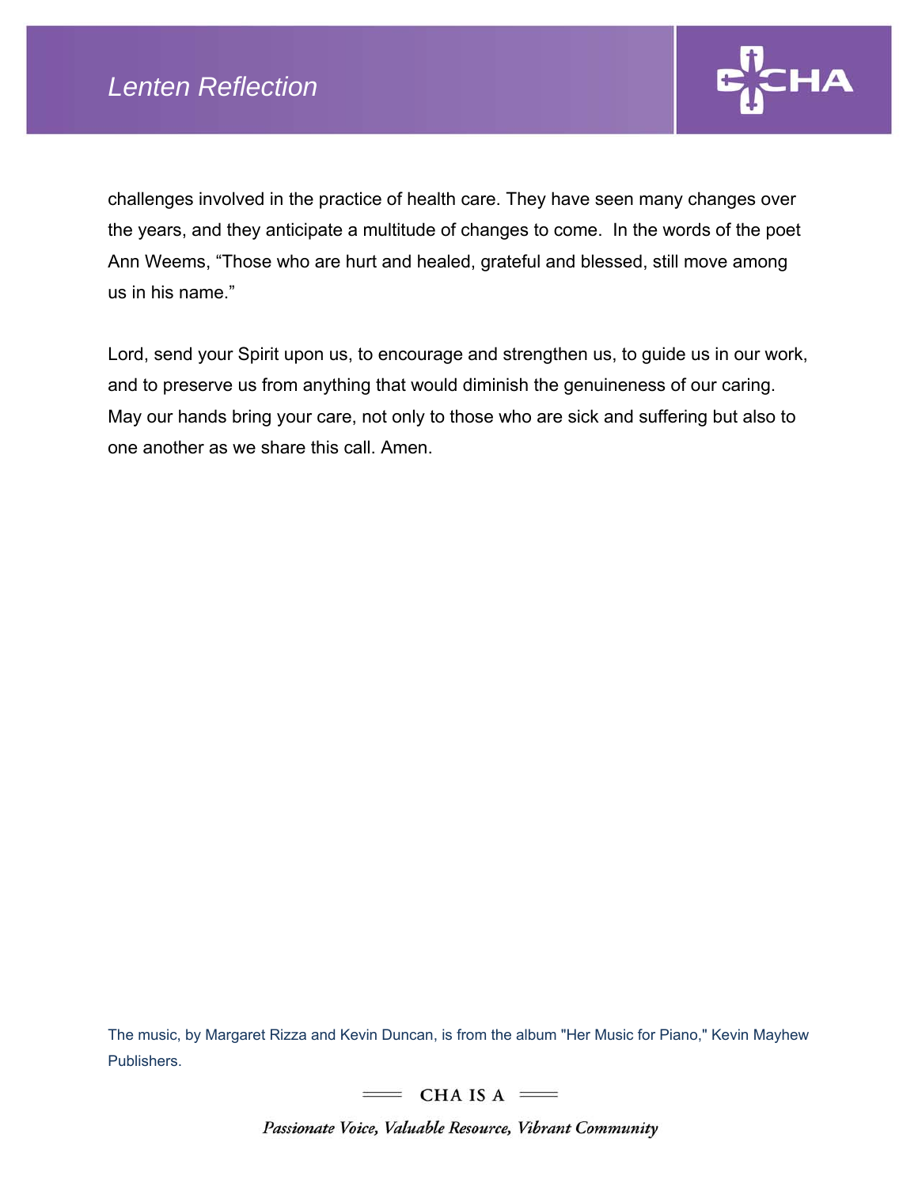challenges involved in the practice of health care. They have seen many changes over the years, and they anticipate a multitude of changes to come.  In the words of the poet Ann Weems, "Those who are hurt and healed, grateful and blessed, still move among us in his name."

Lord, send your Spirit upon us, to encourage and strengthen us, to guide us in our work, and to preserve us from anything that would diminish the genuineness of our caring. May our hands bring your care, not only to those who are sick and suffering but also to one another as we share this call. Amen.

The music, by Margaret Rizza and Kevin Duncan, is from the album "Her Music for Piano," Kevin Mayhew Publishers.